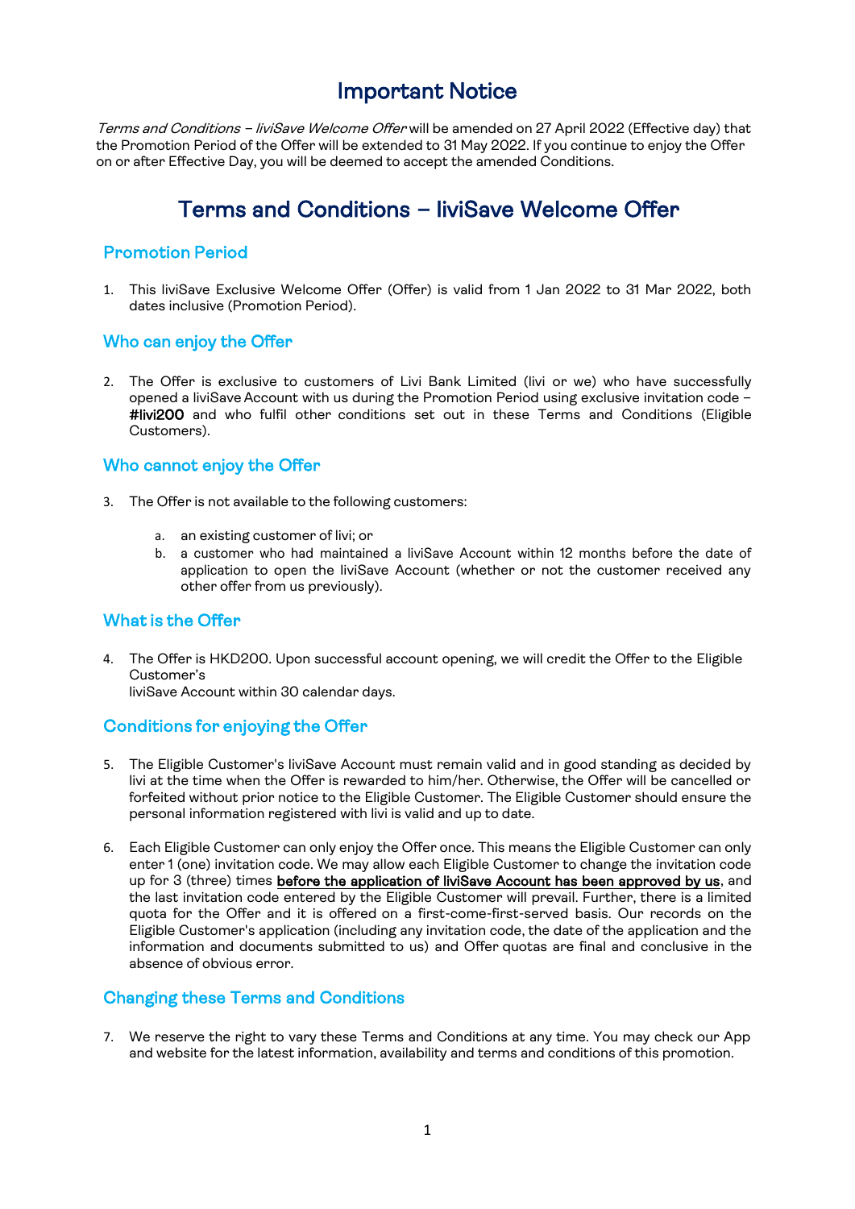# Important Notice

*Terms and Conditions – liviSave Welcome Offer* will be amended on 27 April 2022 (Effective day) that the Promotion Period of the Offer will be extended to 31 May 2022. If you continue to enjoy the Offer on or after Effective Day, you will be deemed to accept the amended Conditions.

# Terms and Conditions – liviSave Welcome Offer

## Promotion Period

1. This liviSave Exclusive Welcome Offer (Offer) is valid from 1 Jan 2022 to 31 Mar 2022, both dates inclusive (Promotion Period).

## Who can enjoy the Offer

2. The Offer is exclusive to customers of Livi Bank Limited (livi or we) who have successfully opened a liviSave Account with us during the Promotion Period using exclusive invitation code – **#livi200** and who fulfil other conditions set out in these Terms and Conditions (Eligible Customers).

## Who cannot enjoy the Offer

3. The Offer is not available to the following customers:

   a. an existing customer of livi; or
   b. a customer who had maintained a liviSave Account within 12 months before the date of application to open the liviSave Account (whether or not the customer received any other offer from us previously).

## What is the Offer

4. The Offer is HKD200. Upon successful account opening, we will credit the Offer to the Eligible Customer's
   liviSave Account within 30 calendar days.

## Conditions for enjoying the Offer

5. The Eligible Customer's liviSave Account must remain valid and in good standing as decided by livi at the time when the Offer is rewarded to him/her. Otherwise, the Offer will be cancelled or forfeited without prior notice to the Eligible Customer. The Eligible Customer should ensure the personal information registered with livi is valid and up to date.

6. Each Eligible Customer can only enjoy the Offer once. This means the Eligible Customer can only enter 1 (one) invitation code. We may allow each Eligible Customer to change the invitation code up for 3 (three) times **before the application of liviSave Account has been approved by us**, and the last invitation code entered by the Eligible Customer will prevail. Further, there is a limited quota for the Offer and it is offered on a first-come-first-served basis. Our records on the Eligible Customer's application (including any invitation code, the date of the application and the information and documents submitted to us) and Offer quotas are final and conclusive in the absence of obvious error.

## Changing these Terms and Conditions

7. We reserve the right to vary these Terms and Conditions at any time. You may check our App and website for the latest information, availability and terms and conditions of this promotion.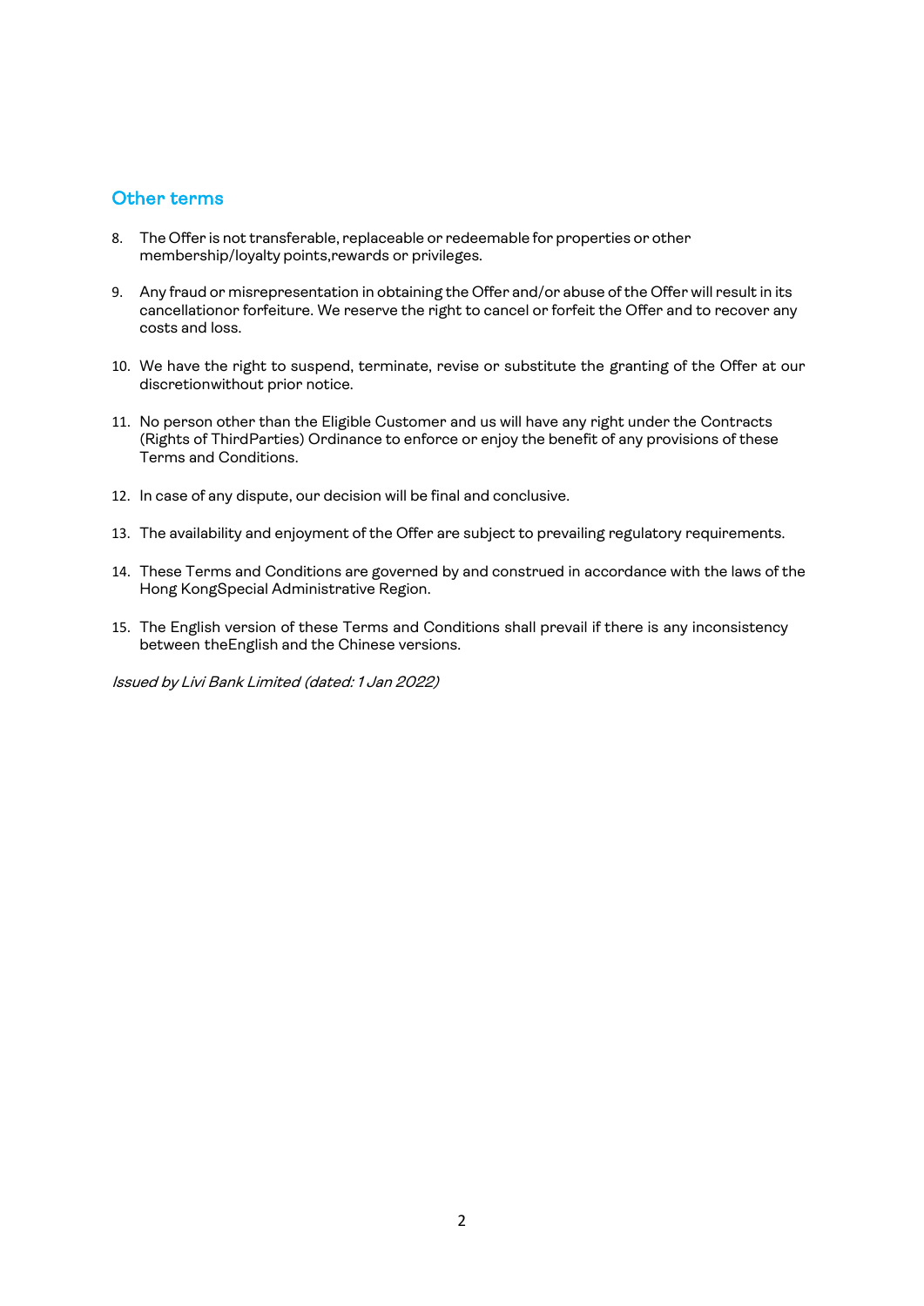## Other terms

8. The Offer is not transferable, replaceable or redeemable for properties or other membership/loyalty points,rewards or privileges.

9. Any fraud or misrepresentation in obtaining the Offer and/or abuse of the Offer will result in its cancellationor forfeiture. We reserve the right to cancel or forfeit the Offer and to recover any costs and loss.

10. We have the right to suspend, terminate, revise or substitute the granting of the Offer at our discretionwithout prior notice.

11. No person other than the Eligible Customer and us will have any right under the Contracts (Rights of ThirdParties) Ordinance to enforce or enjoy the benefit of any provisions of these Terms and Conditions.

12. In case of any dispute, our decision will be final and conclusive.

13. The availability and enjoyment of the Offer are subject to prevailing regulatory requirements.

14. These Terms and Conditions are governed by and construed in accordance with the laws of the Hong KongSpecial Administrative Region.

15. The English version of these Terms and Conditions shall prevail if there is any inconsistency between theEnglish and the Chinese versions.

*Issued by Livi Bank Limited (dated: 1 Jan 2022)*